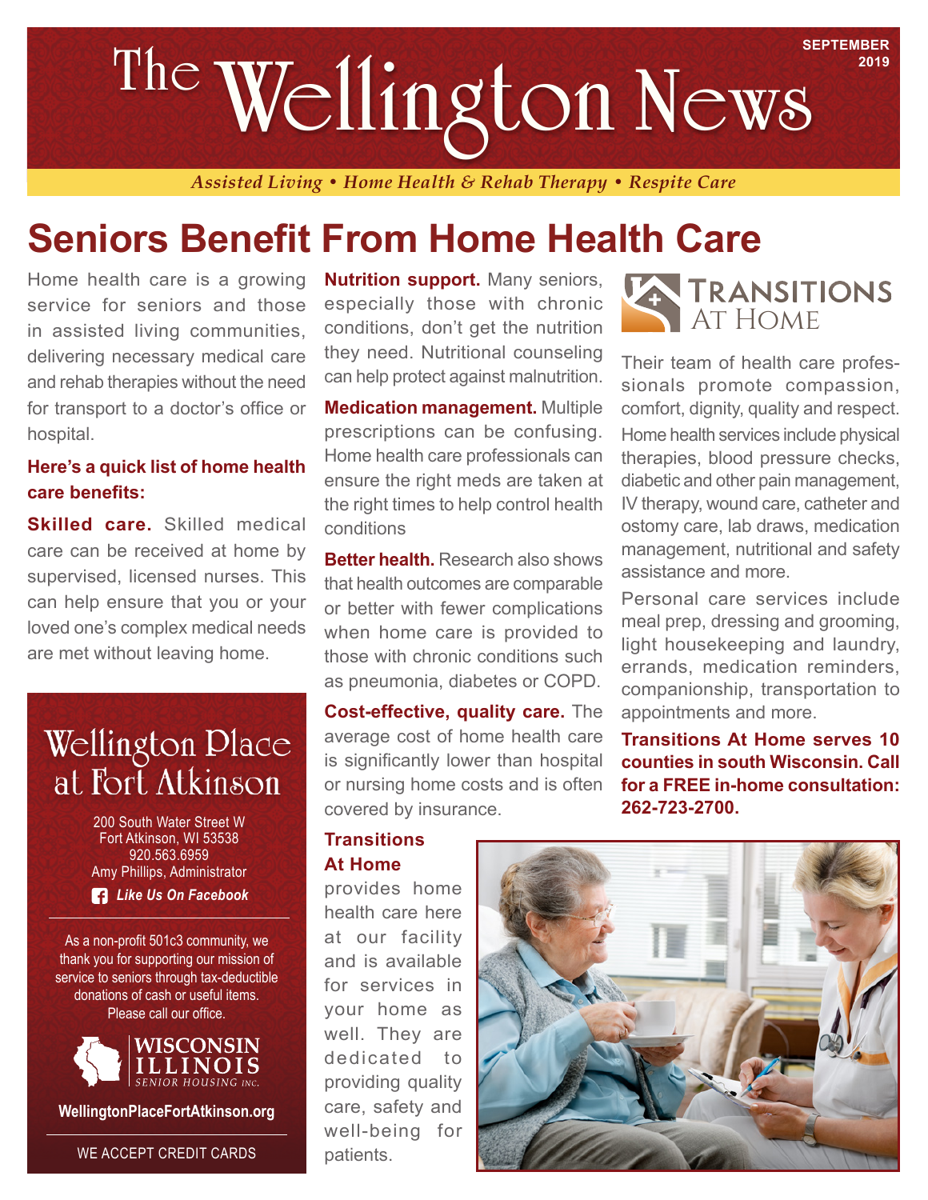# The Wellington News

SEPTEMBER 2019

*Assisted Living • Home Health & Rehab Therapy • Respite Care*

## Seniors Benefit From Home Health Care

Home health care is a growing service for seniors and those in assisted living communities, delivering necessary medical care and rehab therapies without the need for transport to a doctor's office or hospital.

### Here's a quick list of home health care benefits:

**Skilled care.** Skilled medical care can be received at home by supervised, licensed nurses. This can help ensure that you or your loved one's complex medical needs are met without leaving home.

**Nutrition support.** Many seniors, especially those with chronic conditions, don't get the nutrition they need. Nutritional counseling can help protect against malnutrition.

**Medication management.** Multiple prescriptions can be confusing. Home health care professionals can ensure the right meds are taken at the right times to help control health conditions

**Better health.** Research also shows that health outcomes are comparable or better with fewer complications when home care is provided to those with chronic conditions such as pneumonia, diabetes or COPD.

**Cost-effective, quality care.** The average cost of home health care is significantly lower than hospital or nursing home costs and is often covered by insurance.

**Transitions At Home** provides home health care here at our facility and is available for services in your home as well. They are dedicated to providing quality care, safety and well-being for patients.

TRANSITIONS AT HOME

Their team of health care professionals promote compassion, comfort, dignity, quality and respect. Home health services include physical therapies, blood pressure checks, diabetic and other pain management, IV therapy, wound care, catheter and ostomy care, lab draws, medication management, nutritional and safety assistance and more.

Personal care services include meal prep, dressing and grooming, light housekeeping and laundry, errands, medication reminders, companionship, transportation to appointments and more.

**Transitions At Home serves 10 counties in south Wisconsin. Call for a FREE in-home consultation: 262-723-2700.**

---

## Wellington Place at Fort Atkinson

200 South Water Street W
Fort Atkinson, WI 53538
920.563.6959
Amy Phillips, Administrator

***Like Us On Facebook***

As a non-profit 501c3 community, we thank you for supporting our mission of service to seniors through tax-deductible donations of cash or useful items. Please call our office.

WISCONSIN ILLINOIS SENIOR HOUSING INC.

**WellingtonPlaceFortAtkinson.org**

WE ACCEPT CREDIT CARDS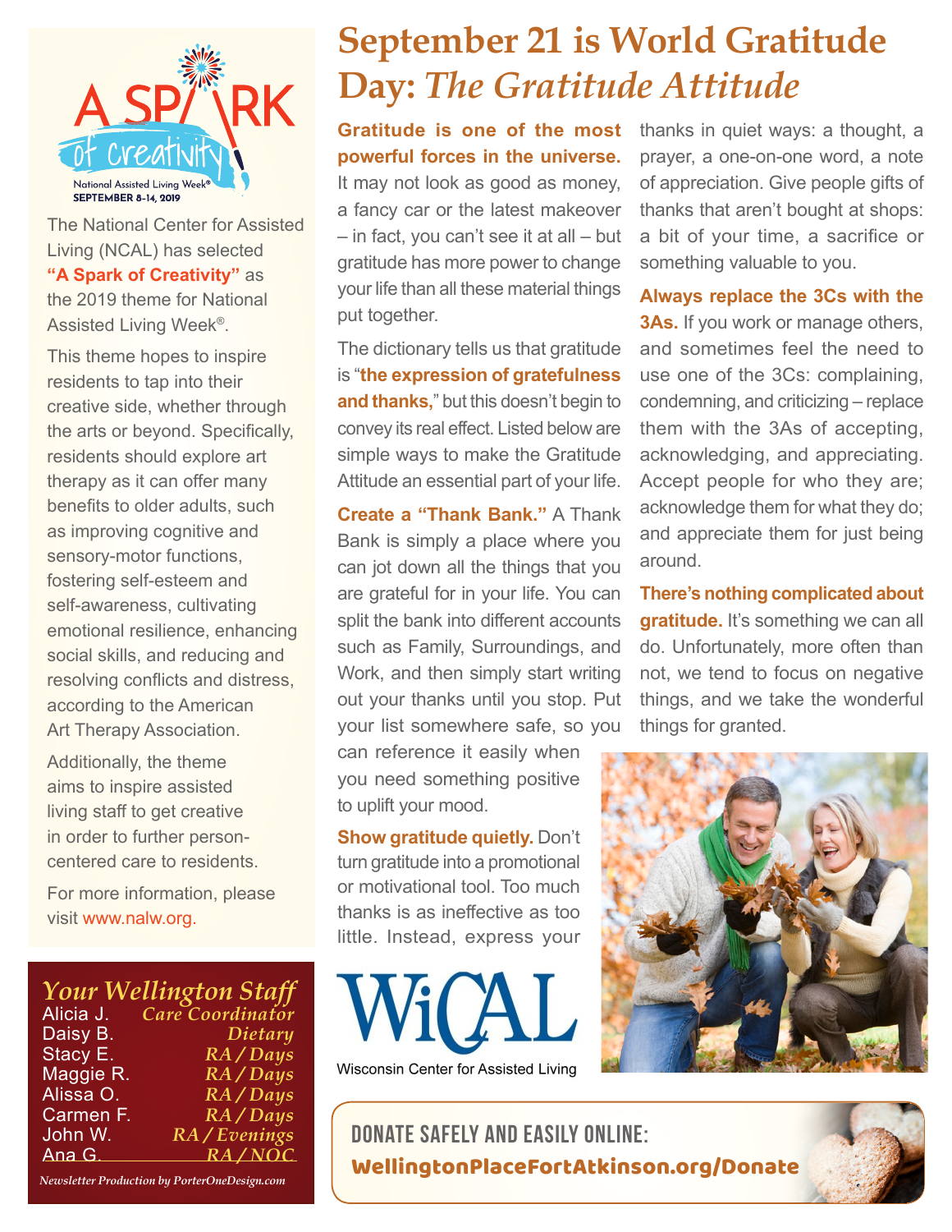# September 21 is World Gratitude Day: *The Gratitude Attitude*

**Gratitude is one of the most powerful forces in the universe.** It may not look as good as money, a fancy car or the latest makeover – in fact, you can't see it at all – but gratitude has more power to change your life than all these material things put together.

The dictionary tells us that gratitude is "**the expression of gratefulness and thanks,**" but this doesn't begin to convey its real effect. Listed below are simple ways to make the Gratitude Attitude an essential part of your life.

**Create a "Thank Bank."** A Thank Bank is simply a place where you can jot down all the things that you are grateful for in your life. You can split the bank into different accounts such as Family, Surroundings, and Work, and then simply start writing out your thanks until you stop. Put your list somewhere safe, so you can reference it easily when you need something positive to uplift your mood.

**Show gratitude quietly.** Don't turn gratitude into a promotional or motivational tool. Too much thanks is as ineffective as too little. Instead, express your thanks in quiet ways: a thought, a prayer, a one-on-one word, a note of appreciation. Give people gifts of thanks that aren't bought at shops: a bit of your time, a sacrifice or something valuable to you.

**Always replace the 3Cs with the 3As.** If you work or manage others, and sometimes feel the need to use one of the 3Cs: complaining, condemning, and criticizing – replace them with the 3As of accepting, acknowledging, and appreciating. Accept people for who they are; acknowledge them for what they do; and appreciate them for just being around.

**There's nothing complicated about gratitude.** It's something we can all do. Unfortunately, more often than not, we tend to focus on negative things, and we take the wonderful things for granted.

WiCAL
Wisconsin Center for Assisted Living

## A Spark of Creativity

National Assisted Living Week®
SEPTEMBER 8-14, 2019

The National Center for Assisted Living (NCAL) has selected **"A Spark of Creativity"** as the 2019 theme for National Assisted Living Week®.

This theme hopes to inspire residents to tap into their creative side, whether through the arts or beyond. Specifically, residents should explore art therapy as it can offer many benefits to older adults, such as improving cognitive and sensory-motor functions, fostering self-esteem and self-awareness, cultivating emotional resilience, enhancing social skills, and reducing and resolving conflicts and distress, according to the American Art Therapy Association.

Additionally, the theme aims to inspire assisted living staff to get creative in order to further person-centered care to residents.

For more information, please visit www.nalw.org.

## *Your Wellington Staff*

| | |
|---|---|
| Alicia J. | *Care Coordinator* |
| Daisy B. | *Dietary* |
| Stacy E. | *RA / Days* |
| Maggie R. | *RA / Days* |
| Alissa O. | *RA / Days* |
| Carmen F. | *RA / Days* |
| John W. | *RA / Evenings* |
| Ana G. | *RA / NOC* |

*Newsletter Production by PorterOneDesign.com*

**DONATE SAFELY AND EASILY ONLINE:**
**WellingtonPlaceFortAtkinson.org/Donate**